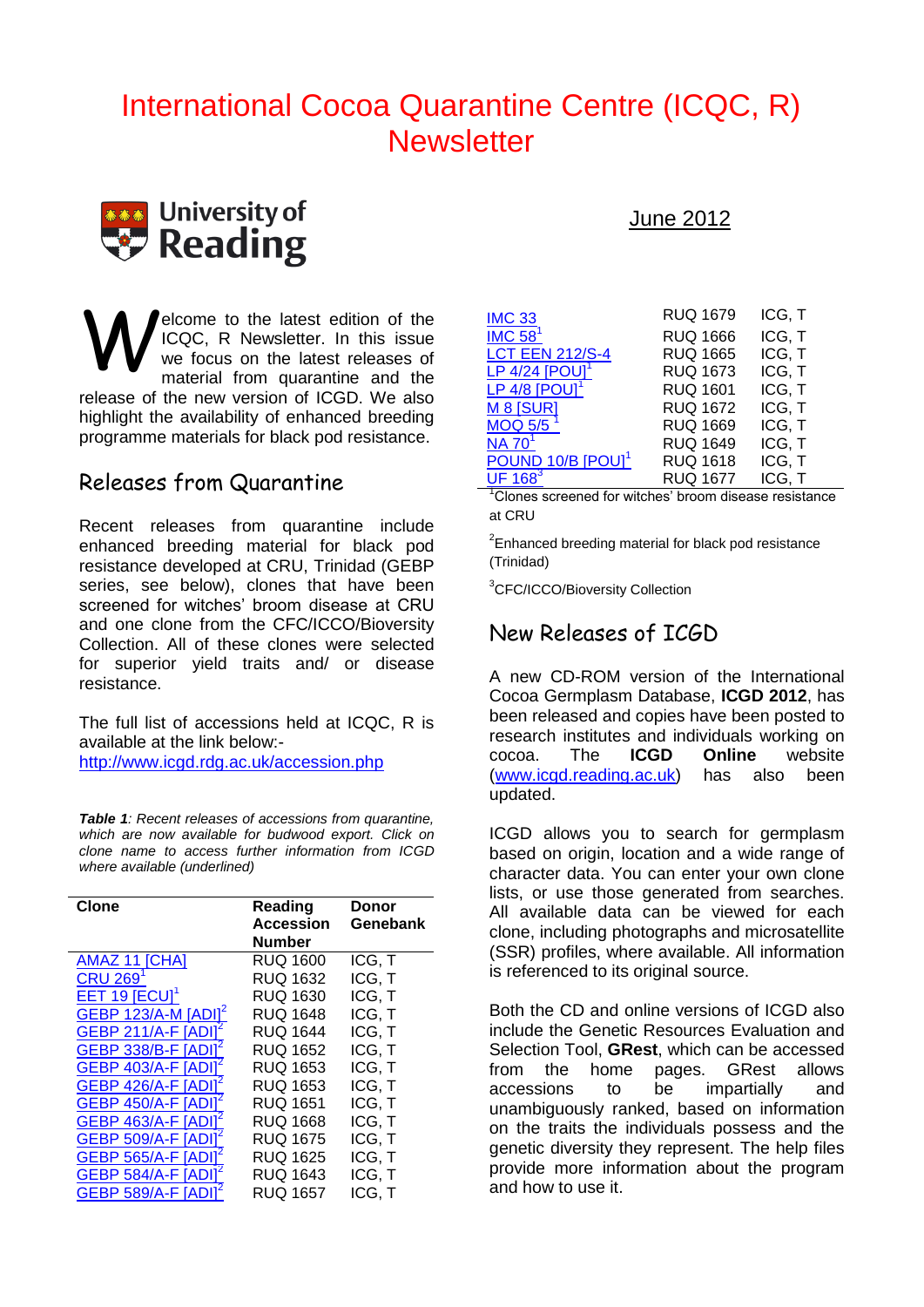# International Cocoa Quarantine Centre (ICQC, R) Newsletter

University of Reading

June 2012

Welcome to the latest edition of the ICQC, R Newsletter. In this issue we focus on the latest releases of material from quarantine and the release of the new version of ICGD. We also highlight the availability of enhanced breeding programme materials for black pod resistance.

## Releases from Quarantine

Recent releases from quarantine include enhanced breeding material for black pod resistance developed at CRU, Trinidad (GEBP series, see below), clones that have been screened for witches' broom disease at CRU and one clone from the CFC/ICCO/Bioversity Collection. All of these clones were selected for superior yield traits and/ or disease resistance.

The full list of accessions held at ICQC, R is available at the link below:-
http://www.icgd.rdg.ac.uk/accession.php

***Table 1**: Recent releases of accessions from quarantine, which are now available for budwood export. Click on clone name to access further information from ICGD where available (underlined)*

| Clone | Reading Accession Number | Donor Genebank |
|---|---|---|
| AMAZ 11 [CHA] | RUQ 1600 | ICG, T |
| CRU 269[1] | RUQ 1632 | ICG, T |
| EET 19 [ECU][1] | RUQ 1630 | ICG, T |
| GEBP 123/A-M [ADI][2] | RUQ 1648 | ICG, T |
| GEBP 211/A-F [ADI][2] | RUQ 1644 | ICG, T |
| GEBP 338/B-F [ADI][2] | RUQ 1652 | ICG, T |
| GEBP 403/A-F [ADI][2] | RUQ 1653 | ICG, T |
| GEBP 426/A-F [ADI][2] | RUQ 1653 | ICG, T |
| GEBP 450/A-F [ADI][2] | RUQ 1651 | ICG, T |
| GEBP 463/A-F [ADI][2] | RUQ 1668 | ICG, T |
| GEBP 509/A-F [ADI][2] | RUQ 1675 | ICG, T |
| GEBP 565/A-F [ADI][2] | RUQ 1625 | ICG, T |
| GEBP 584/A-F [ADI][2] | RUQ 1643 | ICG, T |
| GEBP 589/A-F [ADI][2] | RUQ 1657 | ICG, T |
| IMC 33 | RUQ 1679 | ICG, T |
| IMC 58[1] | RUQ 1666 | ICG, T |
| LCT EEN 212/S-4 | RUQ 1665 | ICG, T |
| LP 4/24 [POU][1] | RUQ 1673 | ICG, T |
| LP 4/8 [POU][1] | RUQ 1601 | ICG, T |
| M 8 [SUR] | RUQ 1672 | ICG, T |
| MOQ 5/5 [1] | RUQ 1669 | ICG, T |
| NA 70[1] | RUQ 1649 | ICG, T |
| POUND 10/B [POU][1] | RUQ 1618 | ICG, T |
| UF 168[3] | RUQ 1677 | ICG, T |

[1]Clones screened for witches' broom disease resistance at CRU

[2]Enhanced breeding material for black pod resistance (Trinidad)

[3]CFC/ICCO/Bioversity Collection

## New Releases of ICGD

A new CD-ROM version of the International Cocoa Germplasm Database, **ICGD 2012**, has been released and copies have been posted to research institutes and individuals working on cocoa. The **ICGD Online** website (www.icgd.reading.ac.uk) has also been updated.

ICGD allows you to search for germplasm based on origin, location and a wide range of character data. You can enter your own clone lists, or use those generated from searches. All available data can be viewed for each clone, including photographs and microsatellite (SSR) profiles, where available. All information is referenced to its original source.

Both the CD and online versions of ICGD also include the Genetic Resources Evaluation and Selection Tool, **GRest**, which can be accessed from the home pages. GRest allows accessions to be impartially and unambiguously ranked, based on information on the traits the individuals possess and the genetic diversity they represent. The help files provide more information about the program and how to use it.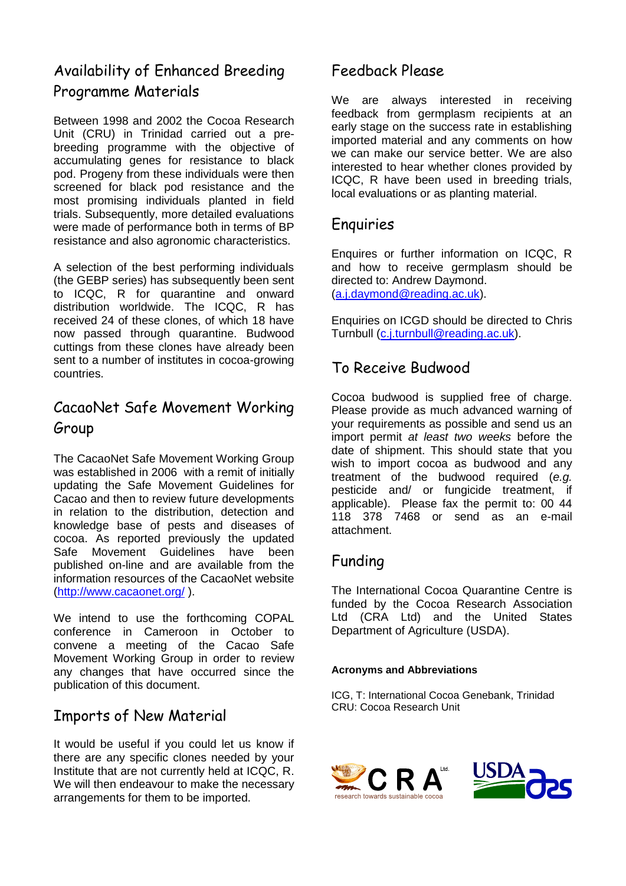## Availability of Enhanced Breeding Programme Materials

Between 1998 and 2002 the Cocoa Research Unit (CRU) in Trinidad carried out a pre-breeding programme with the objective of accumulating genes for resistance to black pod. Progeny from these individuals were then screened for black pod resistance and the most promising individuals planted in field trials. Subsequently, more detailed evaluations were made of performance both in terms of BP resistance and also agronomic characteristics.

A selection of the best performing individuals (the GEBP series) has subsequently been sent to ICQC, R for quarantine and onward distribution worldwide. The ICQC, R has received 24 of these clones, of which 18 have now passed through quarantine. Budwood cuttings from these clones have already been sent to a number of institutes in cocoa-growing countries.

## CacaoNet Safe Movement Working Group

The CacaoNet Safe Movement Working Group was established in 2006 with a remit of initially updating the Safe Movement Guidelines for Cacao and then to review future developments in relation to the distribution, detection and knowledge base of pests and diseases of cocoa. As reported previously the updated Safe Movement Guidelines have been published on-line and are available from the information resources of the CacaoNet website (http://www.cacaonet.org/ ).

We intend to use the forthcoming COPAL conference in Cameroon in October to convene a meeting of the Cacao Safe Movement Working Group in order to review any changes that have occurred since the publication of this document.

## Imports of New Material

It would be useful if you could let us know if there are any specific clones needed by your Institute that are not currently held at ICQC, R. We will then endeavour to make the necessary arrangements for them to be imported.

## Feedback Please

We are always interested in receiving feedback from germplasm recipients at an early stage on the success rate in establishing imported material and any comments on how we can make our service better. We are also interested to hear whether clones provided by ICQC, R have been used in breeding trials, local evaluations or as planting material.

## Enquiries

Enquires or further information on ICQC, R and how to receive germplasm should be directed to: Andrew Daymond. (a.j.daymond@reading.ac.uk).

Enquiries on ICGD should be directed to Chris Turnbull (c.j.turnbull@reading.ac.uk).

## To Receive Budwood

Cocoa budwood is supplied free of charge. Please provide as much advanced warning of your requirements as possible and send us an import permit *at least two weeks* before the date of shipment. This should state that you wish to import cocoa as budwood and any treatment of the budwood required (*e.g.* pesticide and/ or fungicide treatment, if applicable). Please fax the permit to: 00 44 118 378 7468 or send as an e-mail attachment.

## Funding

The International Cocoa Quarantine Centre is funded by the Cocoa Research Association Ltd (CRA Ltd) and the United States Department of Agriculture (USDA).

**Acronyms and Abbreviations**

ICG, T: International Cocoa Genebank, Trinidad
CRU: Cocoa Research Unit

CRA Ltd. research towards sustainable cocoa

USDA ars